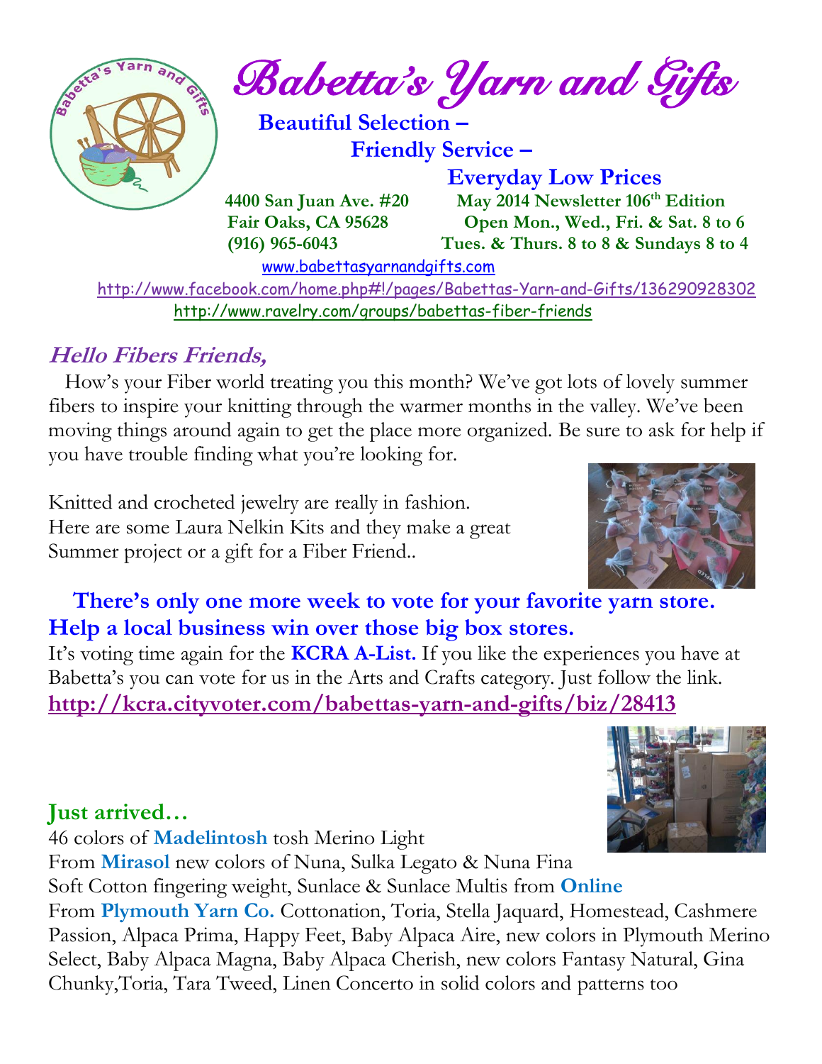# Babetta's Yarn and Gifts

**Beautiful Selection –**
**Friendly Service –**
**Everyday Low Prices**

**4400 San Juan Ave. #20**
**Fair Oaks, CA 95628**
**(916) 965-6043**

**May 2014 Newsletter 106th Edition**
**Open Mon., Wed., Fri. & Sat. 8 to 6**
**Tues. & Thurs. 8 to 8 & Sundays 8 to 4**

www.babettasyarnandgifts.com
http://www.facebook.com/home.php#!/pages/Babettas-Yarn-and-Gifts/136290928302
http://www.ravelry.com/groups/babettas-fiber-friends

## Hello Fibers Friends,

How's your Fiber world treating you this month? We've got lots of lovely summer fibers to inspire your knitting through the warmer months in the valley. We've been moving things around again to get the place more organized. Be sure to ask for help if you have trouble finding what you're looking for.

Knitted and crocheted jewelry are really in fashion. Here are some Laura Nelkin Kits and they make a great Summer project or a gift for a Fiber Friend..

**There's only one more week to vote for your favorite yarn store.**
**Help a local business win over those big box stores.**

It's voting time again for the **KCRA A-List.** If you like the experiences you have at Babetta's you can vote for us in the Arts and Crafts category. Just follow the link.
**http://kcra.cityvoter.com/babettas-yarn-and-gifts/biz/28413**

## Just arrived…

46 colors of **Madelintosh** tosh Merino Light
From **Mirasol** new colors of Nuna, Sulka Legato & Nuna Fina
Soft Cotton fingering weight, Sunlace & Sunlace Multis from **Online**
From **Plymouth Yarn Co.** Cottonation, Toria, Stella Jaquard, Homestead, Cashmere Passion, Alpaca Prima, Happy Feet, Baby Alpaca Aire, new colors in Plymouth Merino Select, Baby Alpaca Magna, Baby Alpaca Cherish, new colors Fantasy Natural, Gina Chunky,Toria, Tara Tweed, Linen Concerto in solid colors and patterns too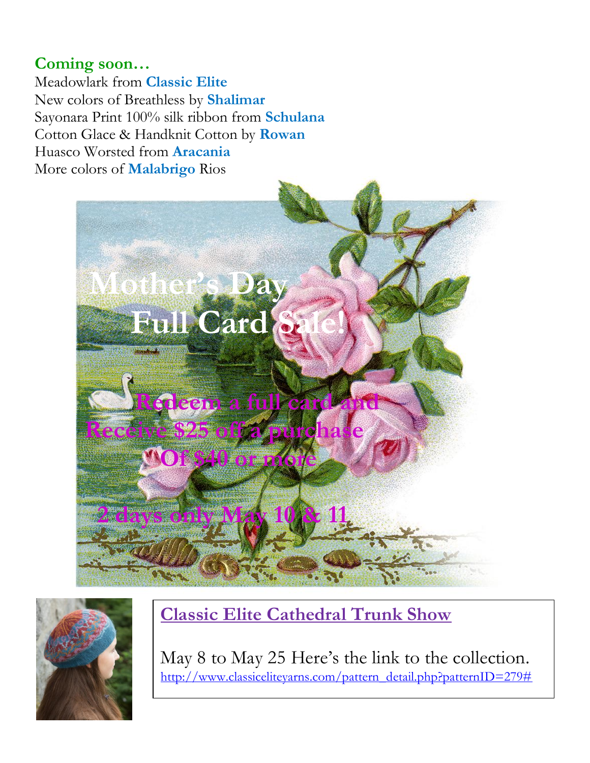**Coming soon…**

Meadowlark from **Classic Elite**
New colors of Breathless by **Shalimar**
Sayonara Print 100% silk ribbon from **Schulana**
Cotton Glace & Handknit Cotton by **Rowan**
Huasco Worsted from **Aracania**
More colors of **Malabrigo** Rios

# Mother's Day Full Card Sale!

**Redeem a full card and Receive $25 off a purchase Of $40 or more**

**2 days only May 10 & 11**

## Classic Elite Cathedral Trunk Show

May 8 to May 25 Here's the link to the collection.
http://www.classiceliteyarns.com/pattern_detail.php?patternID=279#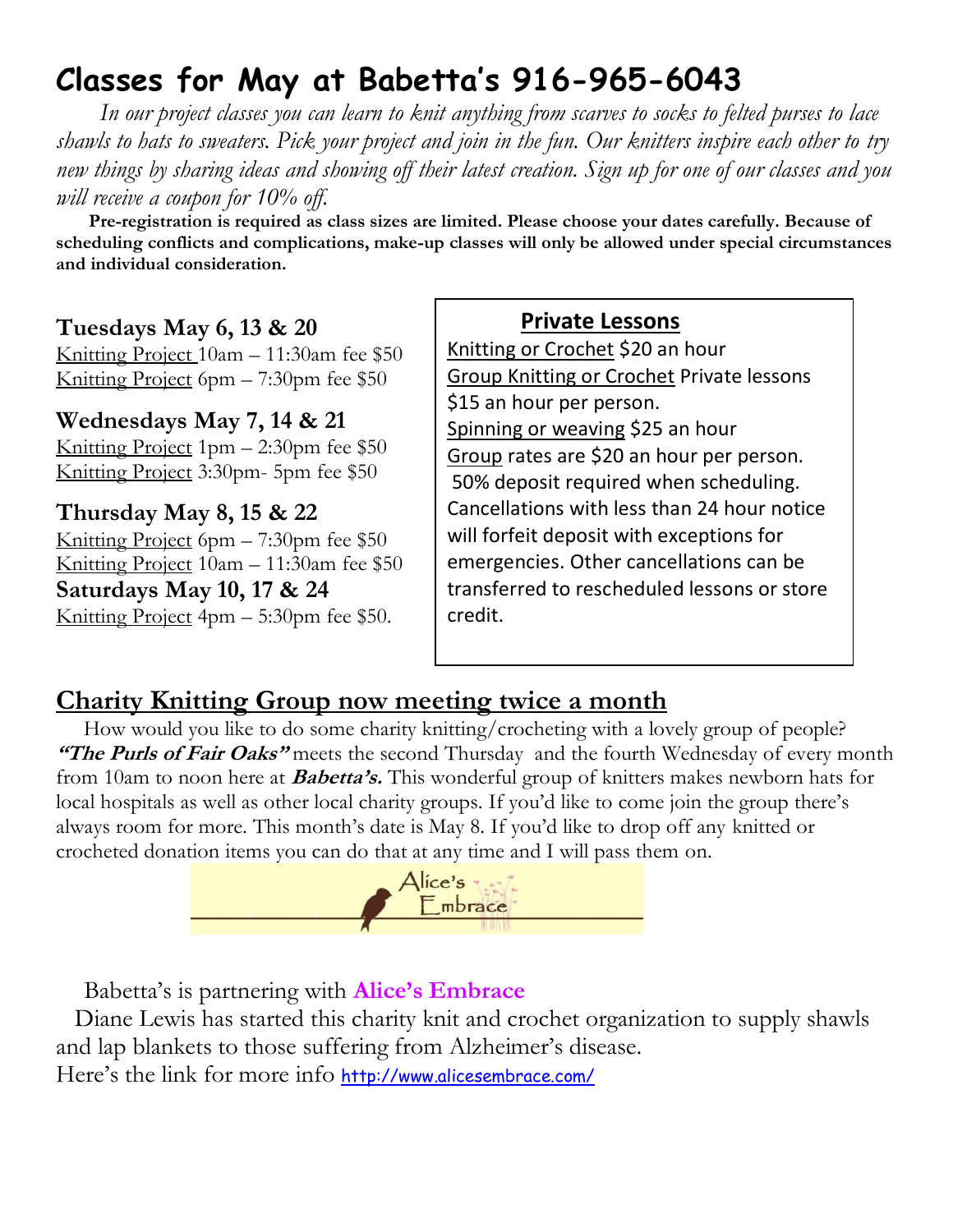# Classes for May at Babetta's 916-965-6043

*In our project classes you can learn to knit anything from scarves to socks to felted purses to lace shawls to hats to sweaters. Pick your project and join in the fun. Our knitters inspire each other to try new things by sharing ideas and showing off their latest creation. Sign up for one of our classes and you will receive a coupon for 10% off.*

**Pre-registration is required as class sizes are limited. Please choose your dates carefully. Because of scheduling conflicts and complications, make-up classes will only be allowed under special circumstances and individual consideration.**

### Tuesdays May 6, 13 & 20

Knitting Project 10am – 11:30am fee $50
Knitting Project 6pm – 7:30pm fee $50

### Wednesdays May 7, 14 & 21

Knitting Project 1pm – 2:30pm fee $50
Knitting Project 3:30pm- 5pm fee $50

### Thursday May 8, 15 & 22

Knitting Project 6pm – 7:30pm fee $50
Knitting Project 10am – 11:30am fee $50

### Saturdays May 10, 17 & 24

Knitting Project 4pm – 5:30pm fee $50.

### Private Lessons

Knitting or Crochet $20 an hour
Group Knitting or Crochet Private lessons $15 an hour per person.
Spinning or weaving $25 an hour
Group rates are $20 an hour per person.
50% deposit required when scheduling. Cancellations with less than 24 hour notice will forfeit deposit with exceptions for emergencies. Other cancellations can be transferred to rescheduled lessons or store credit.

## Charity Knitting Group now meeting twice a month

How would you like to do some charity knitting/crocheting with a lovely group of people? ***"The Purls of Fair Oaks"*** meets the second Thursday and the fourth Wednesday of every month from 10am to noon here at ***Babetta's.*** This wonderful group of knitters makes newborn hats for local hospitals as well as other local charity groups. If you'd like to come join the group there's always room for more. This month's date is May 8. If you'd like to drop off any knitted or crocheted donation items you can do that at any time and I will pass them on.

Alice's Embrace

Babetta's is partnering with **Alice's Embrace**

Diane Lewis has started this charity knit and crochet organization to supply shawls and lap blankets to those suffering from Alzheimer's disease.
Here's the link for more info http://www.alicesembrace.com/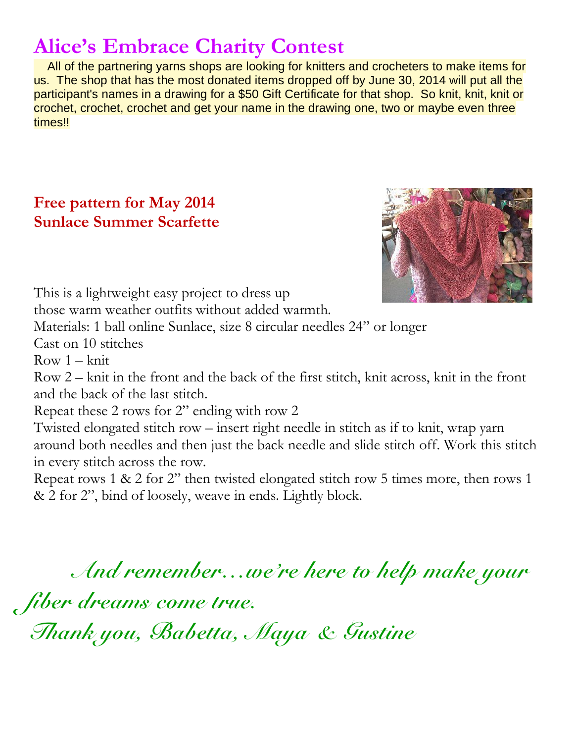# Alice's Embrace Charity Contest

All of the partnering yarns shops are looking for knitters and crocheters to make items for us. The shop that has the most donated items dropped off by June 30, 2014 will put all the participant's names in a drawing for a $50 Gift Certificate for that shop. So knit, knit, knit or crochet, crochet, crochet and get your name in the drawing one, two or maybe even three times!!

## Free pattern for May 2014
## Sunlace Summer Scarfette

This is a lightweight easy project to dress up those warm weather outfits without added warmth.

Materials: 1 ball online Sunlace, size 8 circular needles 24" or longer

Cast on 10 stitches

Row 1 – knit

Row 2 – knit in the front and the back of the first stitch, knit across, knit in the front and the back of the last stitch.

Repeat these 2 rows for 2" ending with row 2

Twisted elongated stitch row – insert right needle in stitch as if to knit, wrap yarn around both needles and then just the back needle and slide stitch off. Work this stitch in every stitch across the row.

Repeat rows 1 & 2 for 2" then twisted elongated stitch row 5 times more, then rows 1 & 2 for 2", bind of loosely, weave in ends. Lightly block.

*And remember…we're here to help make your fiber dreams come true.*

*Thank you, Babetta, Maya & Gustine*